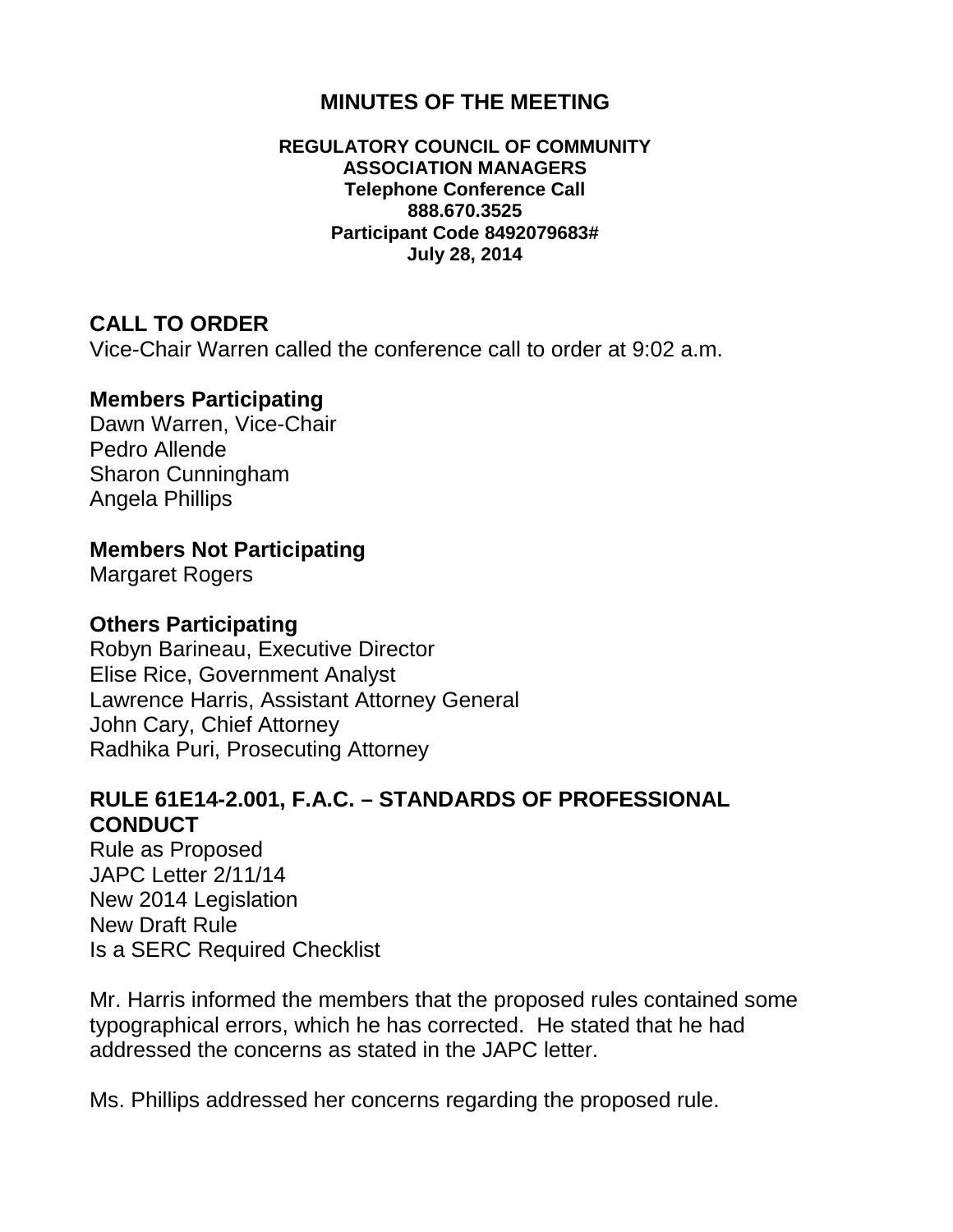# MINUTES OF THE MEETING

**REGULATORY COUNCIL OF COMMUNITY ASSOCIATION MANAGERS**
**Telephone Conference Call**
**888.670.3525**
**Participant Code 8492079683#**
**July 28, 2014**

## CALL TO ORDER

Vice-Chair Warren called the conference call to order at 9:02 a.m.

### Members Participating

Dawn Warren, Vice-Chair
Pedro Allende
Sharon Cunningham
Angela Phillips

### Members Not Participating

Margaret Rogers

### Others Participating

Robyn Barineau, Executive Director
Elise Rice, Government Analyst
Lawrence Harris, Assistant Attorney General
John Cary, Chief Attorney
Radhika Puri, Prosecuting Attorney

## RULE 61E14-2.001, F.A.C. – STANDARDS OF PROFESSIONAL CONDUCT

Rule as Proposed
JAPC Letter 2/11/14
New 2014 Legislation
New Draft Rule
Is a SERC Required Checklist

Mr. Harris informed the members that the proposed rules contained some typographical errors, which he has corrected. He stated that he had addressed the concerns as stated in the JAPC letter.

Ms. Phillips addressed her concerns regarding the proposed rule.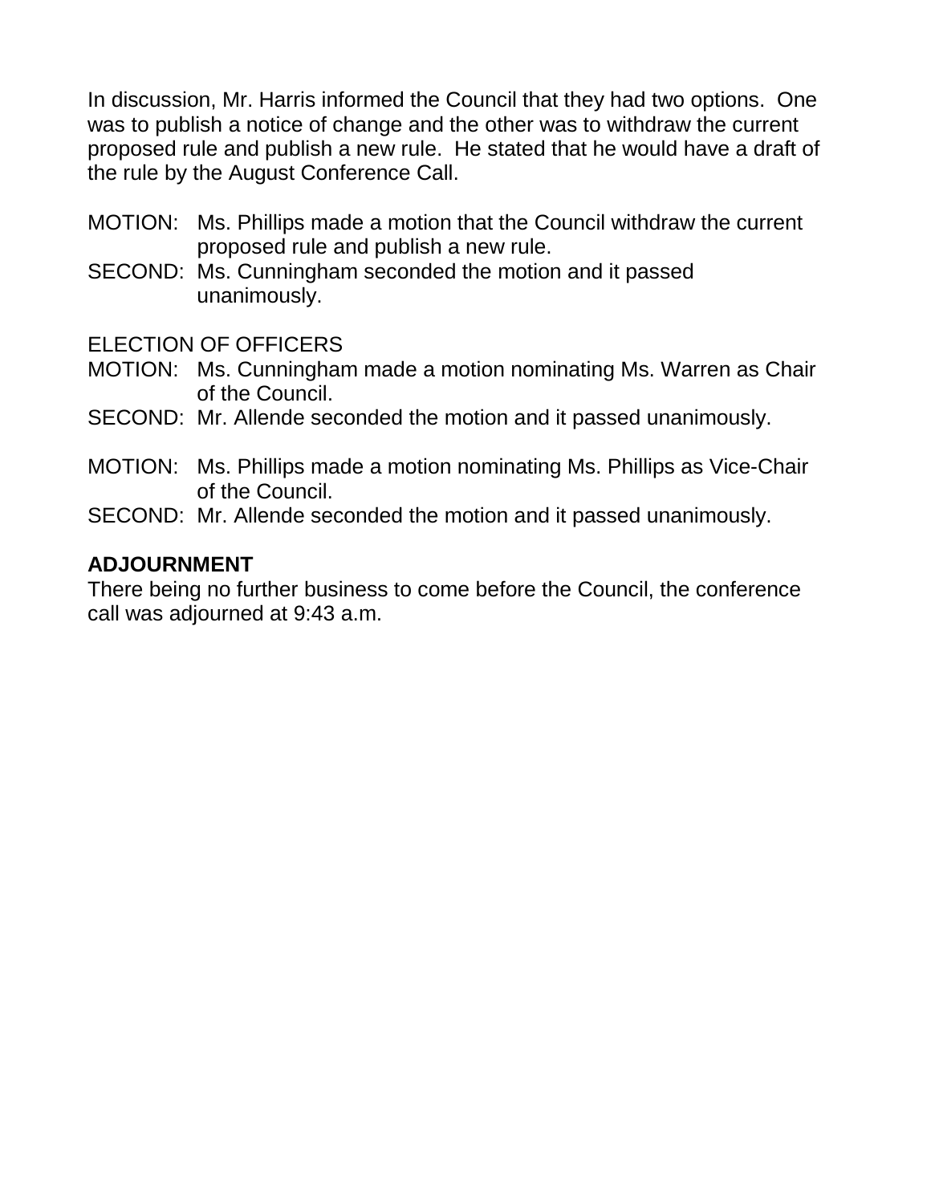In discussion, Mr. Harris informed the Council that they had two options. One was to publish a notice of change and the other was to withdraw the current proposed rule and publish a new rule. He stated that he would have a draft of the rule by the August Conference Call.

MOTION: Ms. Phillips made a motion that the Council withdraw the current proposed rule and publish a new rule.
SECOND: Ms. Cunningham seconded the motion and it passed unanimously.

ELECTION OF OFFICERS
MOTION: Ms. Cunningham made a motion nominating Ms. Warren as Chair of the Council.
SECOND: Mr. Allende seconded the motion and it passed unanimously.

MOTION: Ms. Phillips made a motion nominating Ms. Phillips as Vice-Chair of the Council.
SECOND: Mr. Allende seconded the motion and it passed unanimously.

**ADJOURNMENT**
There being no further business to come before the Council, the conference call was adjourned at 9:43 a.m.